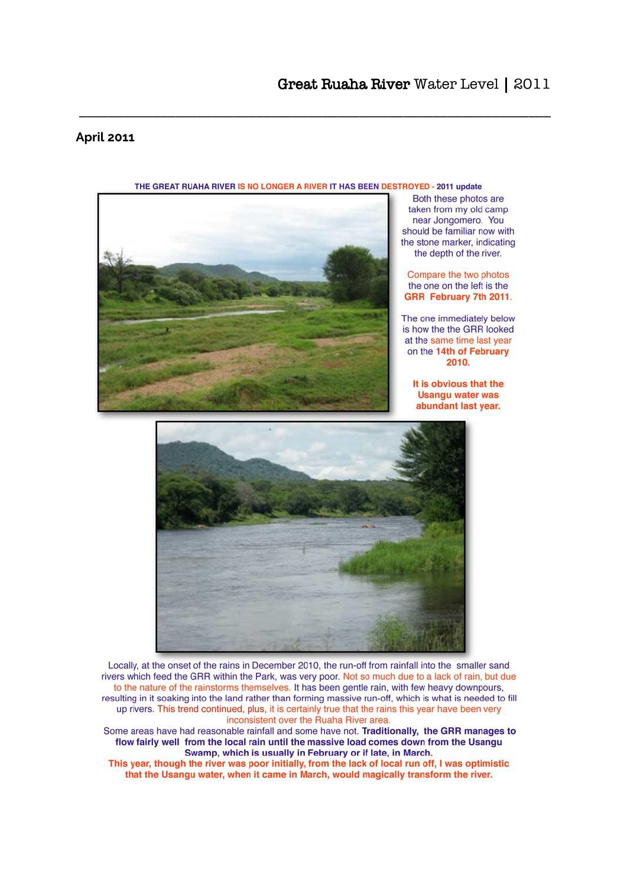# Great Ruaha River Water Level | 2011

## April 2011

**THE GREAT RUAHA RIVER IS NO LONGER A RIVER IT HAS BEEN DESTROYED - 2011 update**

Both these photos are taken from my old camp near Jongomero. You should be familiar now with the stone marker, indicating the depth of the river.

Compare the two photos the one on the left is the **GRR February 7th 2011**.

The one immediately below is how the the GRR looked at the same time last year on the **14th of February 2010.**

**It is obvious that the Usangu water was abundant last year.**

Locally, at the onset of the rains in December 2010, the run-off from rainfall into the smaller sand rivers which feed the GRR within the Park, was very poor. Not so much due to a lack of rain, but due to the nature of the rainstorms themselves. It has been gentle rain, with few heavy downpours, resulting in it soaking into the land rather than forming massive run-off, which is what is needed to fill up rivers. This trend continued, plus, it is certainly true that the rains this year have been very inconsistent over the Ruaha River area.

Some areas have had reasonable rainfall and some have not. **Traditionally, the GRR manages to flow fairly well from the local rain until the massive load comes down from the Usangu Swamp, which is usually in February or if late, in March.**

**This year, though the river was poor initially, from the lack of local run off, I was optimistic that the Usangu water, when it came in March, would magically transform the river.**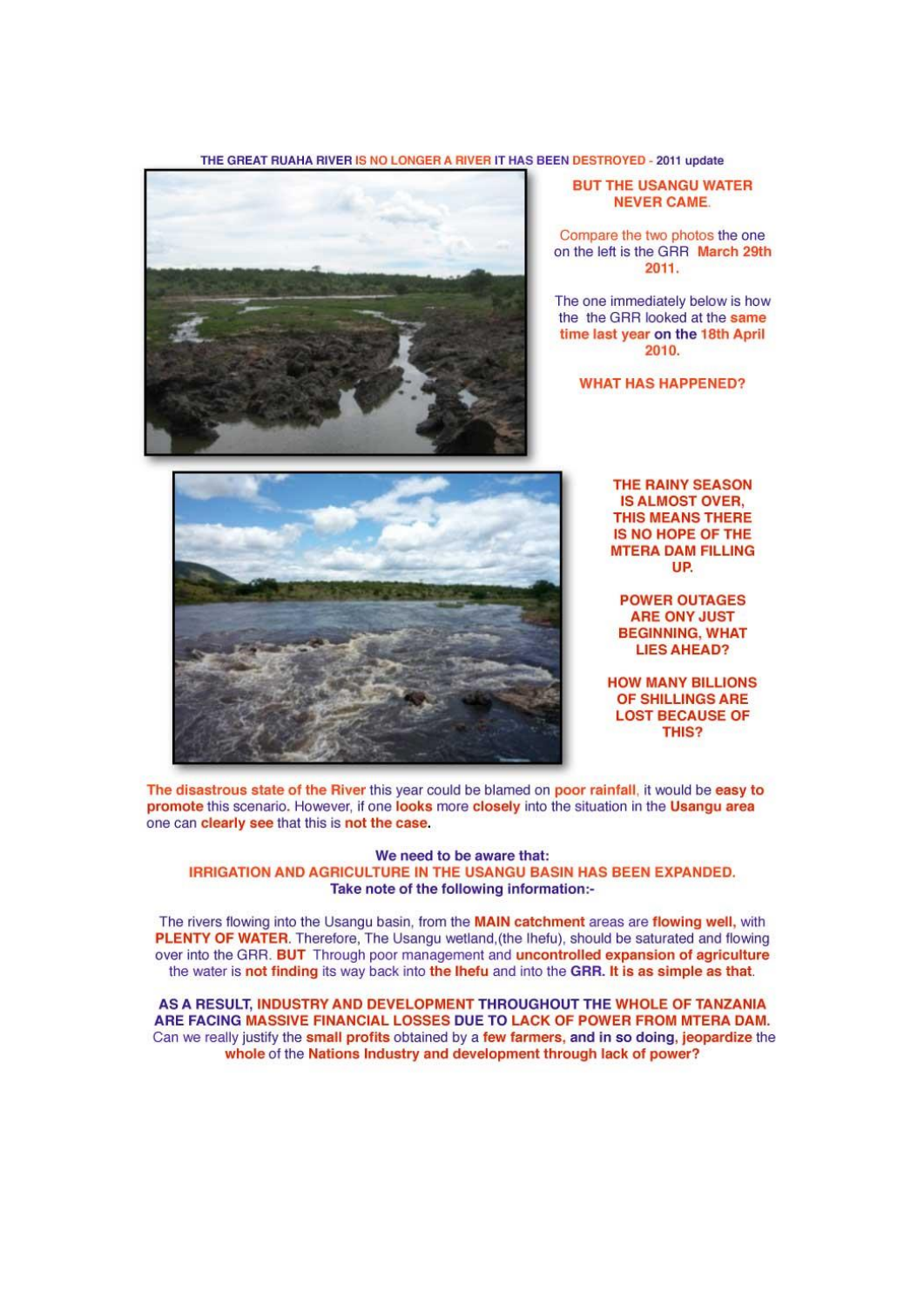## THE GREAT RUAHA RIVER IS NO LONGER A RIVER IT HAS BEEN DESTROYED - 2011 update

**BUT THE USANGU WATER NEVER CAME.**

Compare the two photos the one on the left is the GRR **March 29th 2011.**

The one immediately below is how the the GRR looked at the **same time last year on the 18th April 2010.**

**WHAT HAS HAPPENED?**

**THE RAINY SEASON IS ALMOST OVER, THIS MEANS THERE IS NO HOPE OF THE MTERA DAM FILLING UP.**

**POWER OUTAGES ARE ONY JUST BEGINNING, WHAT LIES AHEAD?**

**HOW MANY BILLIONS OF SHILLINGS ARE LOST BECAUSE OF THIS?**

**The disastrous state of the River** this year could be blamed on **poor rainfall**, it would be **easy to promote** this scenario. However, if one **looks** more **closely** into the situation in the **Usangu area** one can **clearly see** that this is **not the case.**

**We need to be aware that:**
**IRRIGATION AND AGRICULTURE IN THE USANGU BASIN HAS BEEN EXPANDED.**
**Take note of the following information:-**

The rivers flowing into the Usangu basin, from the **MAIN catchment** areas are **flowing well,** with **PLENTY OF WATER**. Therefore, The Usangu wetland,(the Ihefu), should be saturated and flowing over into the GRR. **BUT** Through poor management and **uncontrolled expansion of agriculture** the water is **not finding** its way back into **the Ihefu** and into the **GRR. It is as simple as that.**

**AS A RESULT, INDUSTRY AND DEVELOPMENT THROUGHOUT THE WHOLE OF TANZANIA ARE FACING MASSIVE FINANCIAL LOSSES DUE TO LACK OF POWER FROM MTERA DAM.**
Can we really justify the **small profits** obtained by a **few farmers, and in so doing, jeopardize** the **whole** of the **Nations Industry and development through lack of power?**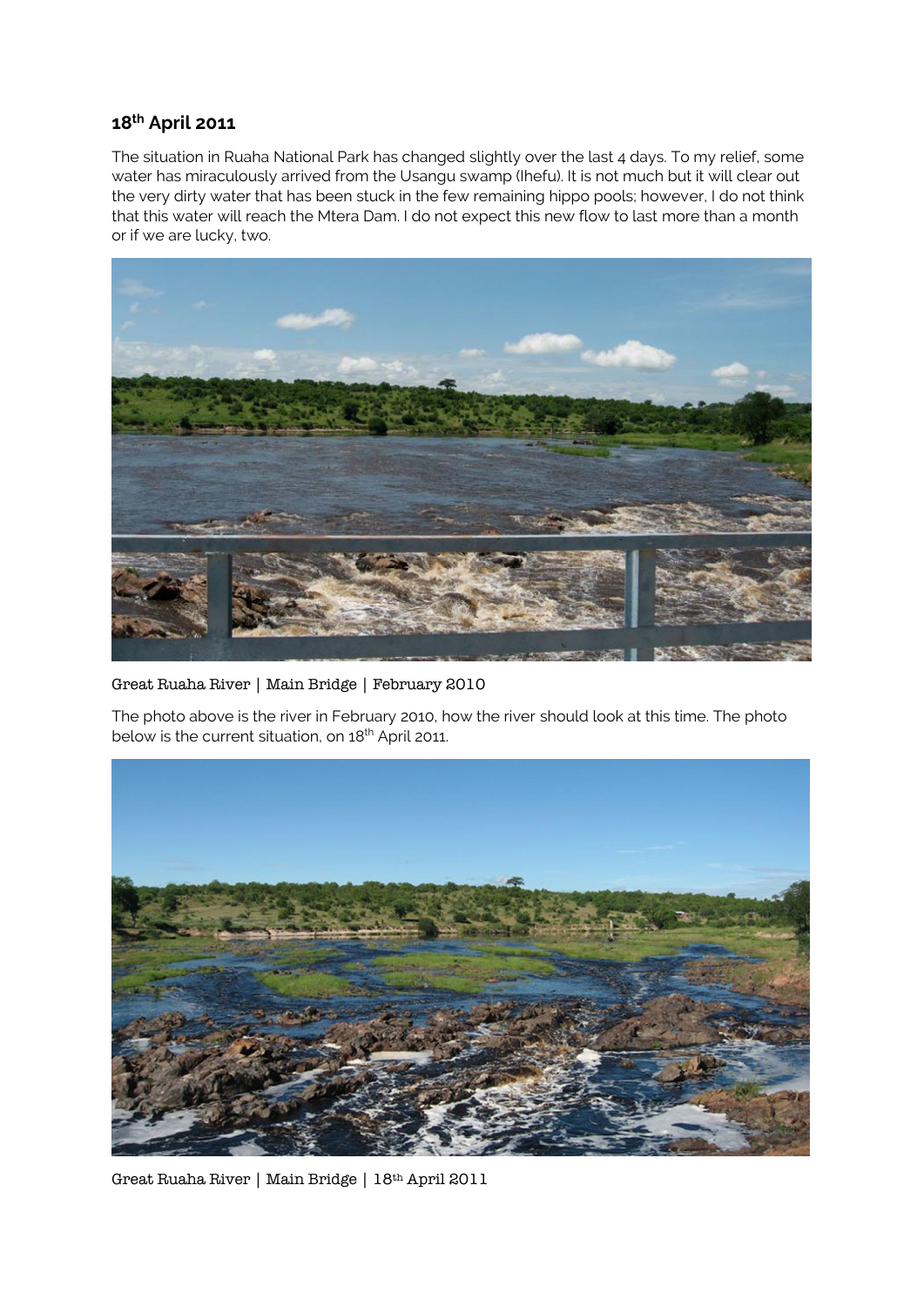## 18th April 2011

The situation in Ruaha National Park has changed slightly over the last 4 days. To my relief, some water has miraculously arrived from the Usangu swamp (Ihefu). It is not much but it will clear out the very dirty water that has been stuck in the few remaining hippo pools; however, I do not think that this water will reach the Mtera Dam. I do not expect this new flow to last more than a month or if we are lucky, two.

Great Ruaha River | Main Bridge | February 2010

The photo above is the river in February 2010, how the river should look at this time. The photo below is the current situation, on 18th April 2011.

Great Ruaha River | Main Bridge | 18th April 2011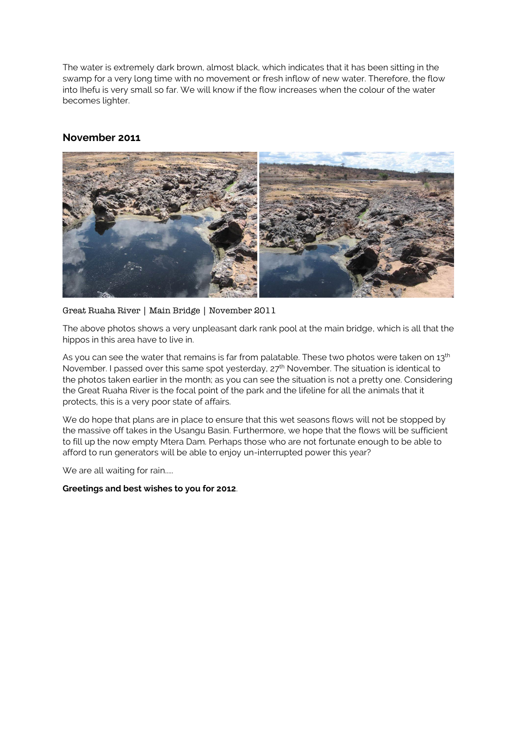The water is extremely dark brown, almost black, which indicates that it has been sitting in the swamp for a very long time with no movement or fresh inflow of new water. Therefore, the flow into Ihefu is very small so far. We will know if the flow increases when the colour of the water becomes lighter.

## November 2011

Great Ruaha River | Main Bridge | November 2011

The above photos shows a very unpleasant dark rank pool at the main bridge, which is all that the hippos in this area have to live in.

As you can see the water that remains is far from palatable. These two photos were taken on 13th November. I passed over this same spot yesterday, 27th November. The situation is identical to the photos taken earlier in the month; as you can see the situation is not a pretty one. Considering the Great Ruaha River is the focal point of the park and the lifeline for all the animals that it protects, this is a very poor state of affairs.

We do hope that plans are in place to ensure that this wet seasons flows will not be stopped by the massive off takes in the Usangu Basin. Furthermore, we hope that the flows will be sufficient to fill up the now empty Mtera Dam. Perhaps those who are not fortunate enough to be able to afford to run generators will be able to enjoy un-interrupted power this year?

We are all waiting for rain.....

**Greetings and best wishes to you for 2012**.